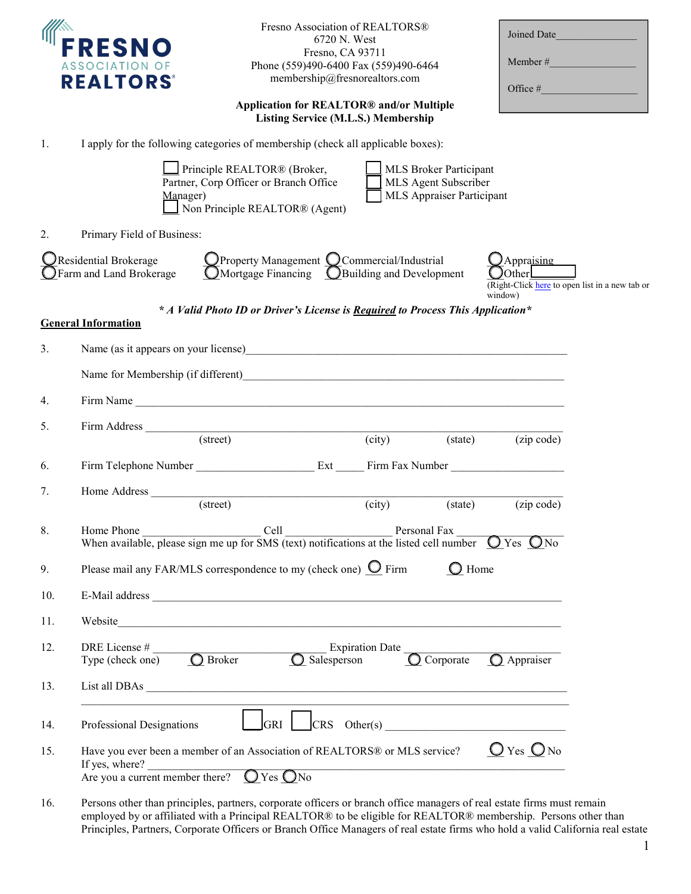FRESNO ASSOCIATION OF REALTORS®

Fresno Association of REALTORS®
6720 N. West
Fresno, CA 93711
Phone (559)490-6400 Fax (559)490-6464
membership@fresnorealtors.com

Joined Date_______________

Member #_______________

Office #_______________

**Application for REALTOR® and/or Multiple Listing Service (M.L.S.) Membership**

1. I apply for the following categories of membership (check all applicable boxes):

   ☐ Principle REALTOR® (Broker, Partner, Corp Officer or Branch Office Manager)
   ☐ Non Principle REALTOR® (Agent)
   ☐ MLS Broker Participant
   ☐ MLS Agent Subscriber
   ☐ MLS Appraiser Participant

2. Primary Field of Business:

   ◯ Residential Brokerage ◯ Farm and Land Brokerage ◯ Property Management ◯ Mortgage Financing ◯ Commercial/Industrial ◯ Building and Development ◯ Appraising ◯ Other ______
   (Right-Click here to open list in a new tab or window)

***A Valid Photo ID or Driver's License is <u>Required</u> to Process This Application***

**<u>General Information</u>**

3. Name (as it appears on your license)_______________________________________________

   Name for Membership (if different)_______________________________________________

4. Firm Name _______________________________________________

5. Firm Address _______________________________________________
   (street) (city) (state) (zip code)

6. Firm Telephone Number ____________________ Ext _____ Firm Fax Number ____________________

7. Home Address _______________________________________________
   (street) (city) (state) (zip code)

8. Home Phone ____________________ Cell ____________________ Personal Fax ____________________
   When available, please sign me up for SMS (text) notifications at the listed cell number ◯ Yes ◯ No

9. Please mail any FAR/MLS correspondence to my (check one) ◯ Firm ◯ Home

10. E-Mail address _______________________________________________

11. Website_______________________________________________

12. DRE License # ____________________ Expiration Date ____________________
    Type (check one) ◯ Broker ◯ Salesperson ◯ Corporate ◯ Appraiser

13. List all DBAs _______________________________________________

    _______________________________________________

14. Professional Designations ☐ GRI ☐ CRS Other(s) ____________________

15. Have you ever been a member of an Association of REALTORS® or MLS service? ◯ Yes ◯ No
    If yes, where? _______________________________________________
    Are you a current member there? ◯ Yes ◯ No

16. Persons other than principles, partners, corporate officers or branch office managers of real estate firms must remain employed by or affiliated with a Principal REALTOR® to be eligible for REALTOR® membership. Persons other than Principles, Partners, Corporate Officers or Branch Office Managers of real estate firms who hold a valid California real estate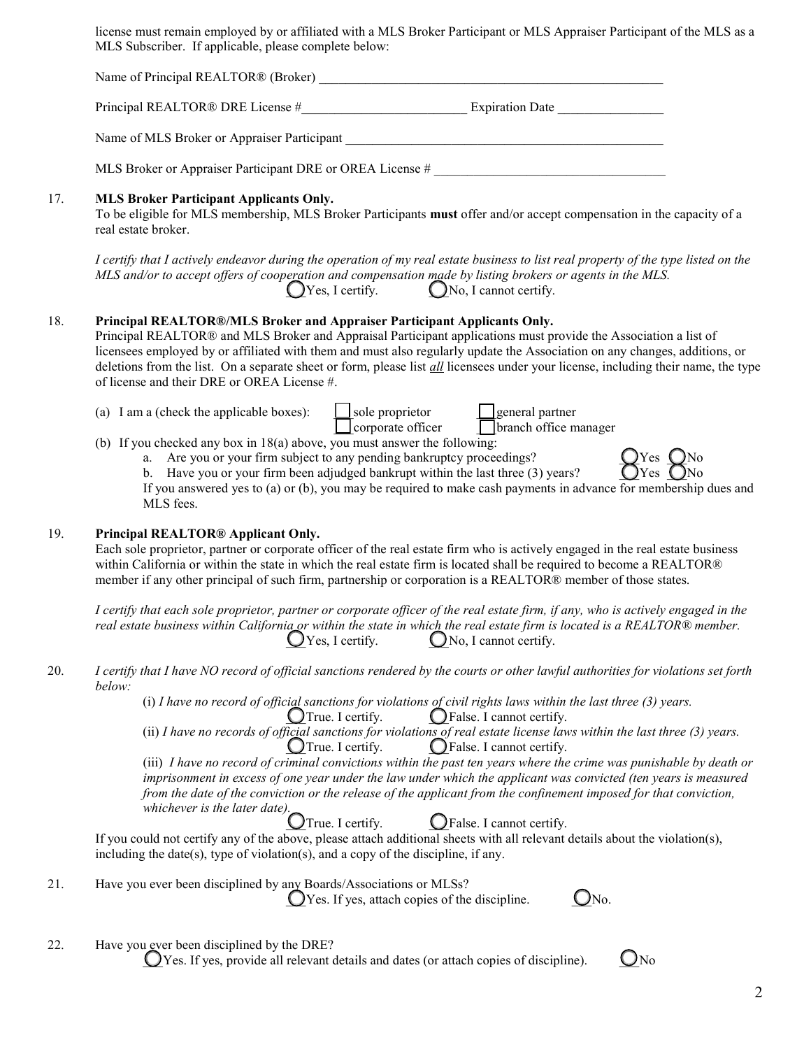license must remain employed by or affiliated with a MLS Broker Participant or MLS Appraiser Participant of the MLS as a MLS Subscriber. If applicable, please complete below:

Name of Principal REALTOR® (Broker) ________________________________________________________

Principal REALTOR® DRE License #_________________________ Expiration Date ________________

Name of MLS Broker or Appraiser Participant ___________________________________________________

MLS Broker or Appraiser Participant DRE or OREA License # ___________________________________

17. **MLS Broker Participant Applicants Only.**
To be eligible for MLS membership, MLS Broker Participants **must** offer and/or accept compensation in the capacity of a real estate broker.

*I certify that I actively endeavor during the operation of my real estate business to list real property of the type listed on the MLS and/or to accept offers of cooperation and compensation made by listing brokers or agents in the MLS.*
◯ Yes, I certify. ◯ No, I cannot certify.

18. **Principal REALTOR®/MLS Broker and Appraiser Participant Applicants Only.**
Principal REALTOR® and MLS Broker and Appraisal Participant applications must provide the Association a list of licensees employed by or affiliated with them and must also regularly update the Association on any changes, additions, or deletions from the list. On a separate sheet or form, please list ***all*** licensees under your license, including their name, the type of license and their DRE or OREA License #.

(a) I am a (check the applicable boxes): ☐ sole proprietor ☐ general partner ☐ corporate officer ☐ branch office manager

(b) If you checked any box in 18(a) above, you must answer the following:

a. Are you or your firm subject to any pending bankruptcy proceedings? ◯ Yes ◯ No
b. Have you or your firm been adjudged bankrupt within the last three (3) years? ◯ Yes ◯ No

If you answered yes to (a) or (b), you may be required to make cash payments in advance for membership dues and MLS fees.

19. **Principal REALTOR® Applicant Only.**
Each sole proprietor, partner or corporate officer of the real estate firm who is actively engaged in the real estate business within California or within the state in which the real estate firm is located shall be required to become a REALTOR® member if any other principal of such firm, partnership or corporation is a REALTOR® member of those states.

*I certify that each sole proprietor, partner or corporate officer of the real estate firm, if any, who is actively engaged in the real estate business within California or within the state in which the real estate firm is located is a REALTOR® member.*
◯ Yes, I certify. ◯ No, I cannot certify.

20. *I certify that I have NO record of official sanctions rendered by the courts or other lawful authorities for violations set forth below:*

(i) *I have no record of official sanctions for violations of civil rights laws within the last three (3) years.*
◯ True. I certify. ◯ False. I cannot certify.

(ii) *I have no records of official sanctions for violations of real estate license laws within the last three (3) years.*
◯ True. I certify. ◯ False. I cannot certify.

(iii) *I have no record of criminal convictions within the past ten years where the crime was punishable by death or imprisonment in excess of one year under the law under which the applicant was convicted (ten years is measured from the date of the conviction or the release of the applicant from the confinement imposed for that conviction, whichever is the later date).*
◯ True. I certify. ◯ False. I cannot certify.

If you could not certify any of the above, please attach additional sheets with all relevant details about the violation(s), including the date(s), type of violation(s), and a copy of the discipline, if any.

21. Have you ever been disciplined by any Boards/Associations or MLSs?
◯ Yes. If yes, attach copies of the discipline. ◯ No.

22. Have you ever been disciplined by the DRE?
◯ Yes. If yes, provide all relevant details and dates (or attach copies of discipline). ◯ No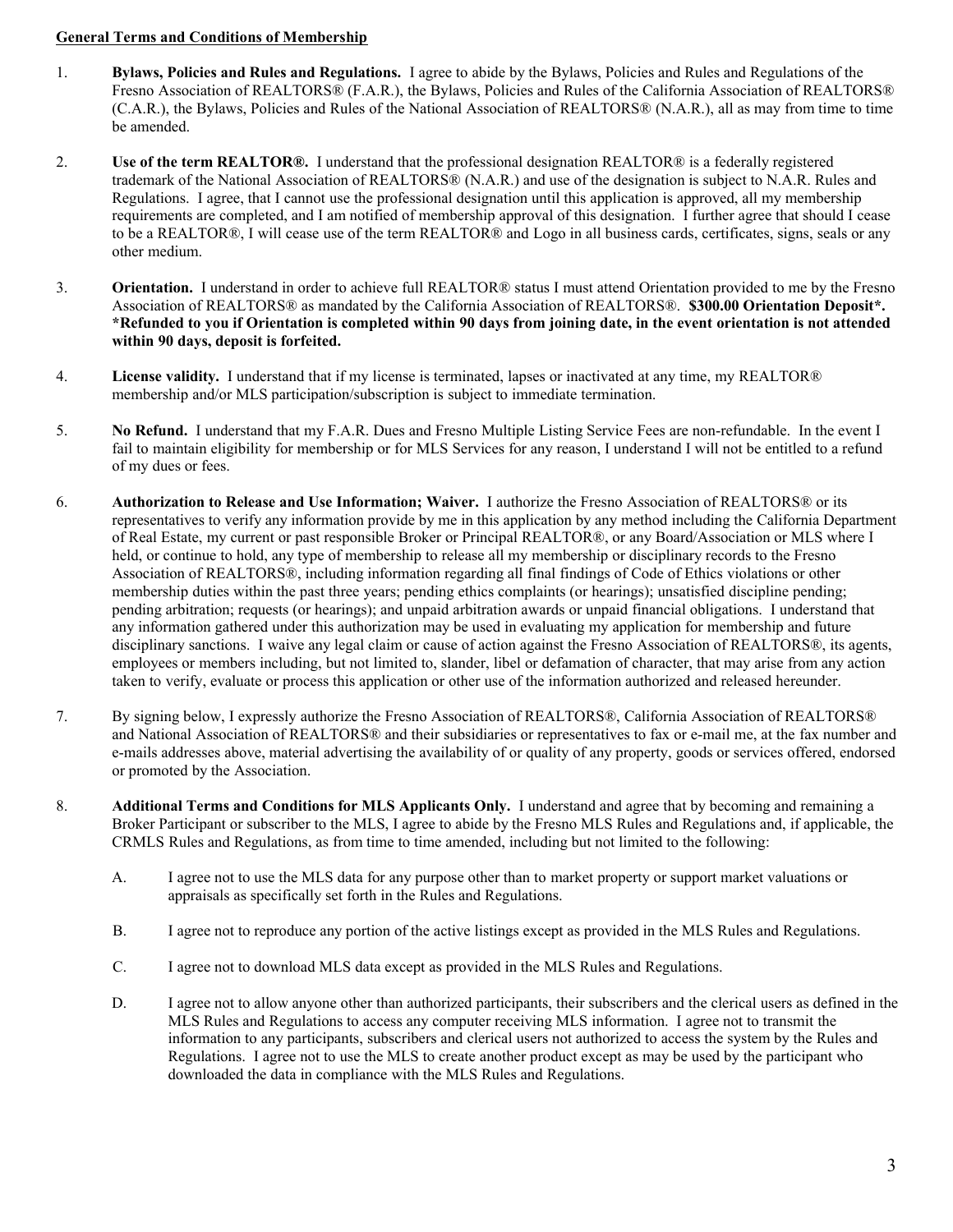**General Terms and Conditions of Membership**

1. **Bylaws, Policies and Rules and Regulations.** I agree to abide by the Bylaws, Policies and Rules and Regulations of the Fresno Association of REALTORS® (F.A.R.), the Bylaws, Policies and Rules of the California Association of REALTORS® (C.A.R.), the Bylaws, Policies and Rules of the National Association of REALTORS® (N.A.R.), all as may from time to time be amended.

2. **Use of the term REALTOR®.** I understand that the professional designation REALTOR® is a federally registered trademark of the National Association of REALTORS® (N.A.R.) and use of the designation is subject to N.A.R. Rules and Regulations. I agree, that I cannot use the professional designation until this application is approved, all my membership requirements are completed, and I am notified of membership approval of this designation. I further agree that should I cease to be a REALTOR®, I will cease use of the term REALTOR® and Logo in all business cards, certificates, signs, seals or any other medium.

3. **Orientation.** I understand in order to achieve full REALTOR® status I must attend Orientation provided to me by the Fresno Association of REALTORS® as mandated by the California Association of REALTORS®. **$300.00 Orientation Deposit\*. \*Refunded to you if Orientation is completed within 90 days from joining date, in the event orientation is not attended within 90 days, deposit is forfeited.**

4. **License validity.** I understand that if my license is terminated, lapses or inactivated at any time, my REALTOR® membership and/or MLS participation/subscription is subject to immediate termination.

5. **No Refund.** I understand that my F.A.R. Dues and Fresno Multiple Listing Service Fees are non-refundable. In the event I fail to maintain eligibility for membership or for MLS Services for any reason, I understand I will not be entitled to a refund of my dues or fees.

6. **Authorization to Release and Use Information; Waiver.** I authorize the Fresno Association of REALTORS® or its representatives to verify any information provide by me in this application by any method including the California Department of Real Estate, my current or past responsible Broker or Principal REALTOR®, or any Board/Association or MLS where I held, or continue to hold, any type of membership to release all my membership or disciplinary records to the Fresno Association of REALTORS®, including information regarding all final findings of Code of Ethics violations or other membership duties within the past three years; pending ethics complaints (or hearings); unsatisfied discipline pending; pending arbitration; requests (or hearings); and unpaid arbitration awards or unpaid financial obligations. I understand that any information gathered under this authorization may be used in evaluating my application for membership and future disciplinary sanctions. I waive any legal claim or cause of action against the Fresno Association of REALTORS®, its agents, employees or members including, but not limited to, slander, libel or defamation of character, that may arise from any action taken to verify, evaluate or process this application or other use of the information authorized and released hereunder.

7. By signing below, I expressly authorize the Fresno Association of REALTORS®, California Association of REALTORS® and National Association of REALTORS® and their subsidiaries or representatives to fax or e-mail me, at the fax number and e-mails addresses above, material advertising the availability of or quality of any property, goods or services offered, endorsed or promoted by the Association.

8. **Additional Terms and Conditions for MLS Applicants Only.** I understand and agree that by becoming and remaining a Broker Participant or subscriber to the MLS, I agree to abide by the Fresno MLS Rules and Regulations and, if applicable, the CRMLS Rules and Regulations, as from time to time amended, including but not limited to the following:

   A. I agree not to use the MLS data for any purpose other than to market property or support market valuations or appraisals as specifically set forth in the Rules and Regulations.

   B. I agree not to reproduce any portion of the active listings except as provided in the MLS Rules and Regulations.

   C. I agree not to download MLS data except as provided in the MLS Rules and Regulations.

   D. I agree not to allow anyone other than authorized participants, their subscribers and the clerical users as defined in the MLS Rules and Regulations to access any computer receiving MLS information. I agree not to transmit the information to any participants, subscribers and clerical users not authorized to access the system by the Rules and Regulations. I agree not to use the MLS to create another product except as may be used by the participant who downloaded the data in compliance with the MLS Rules and Regulations.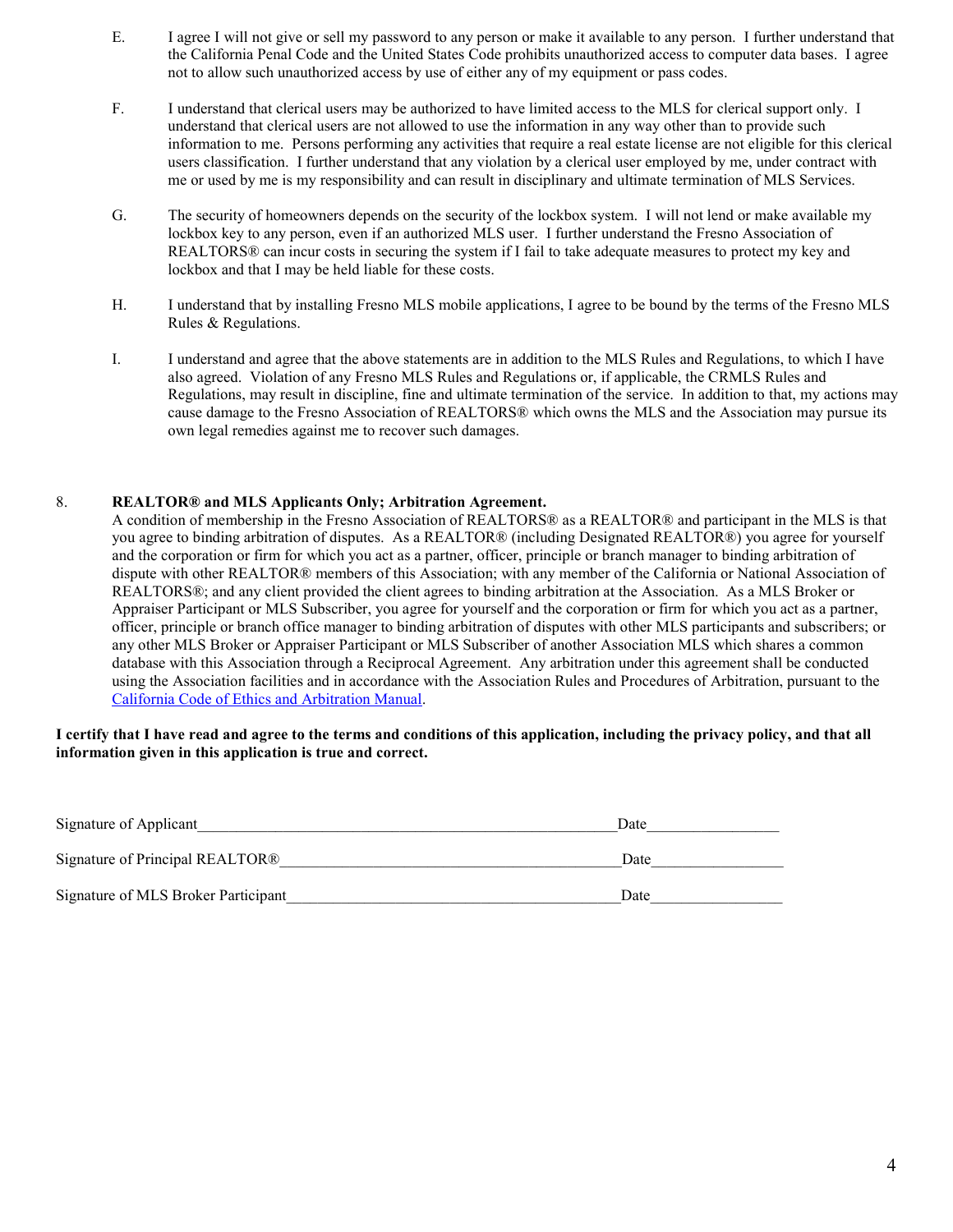E. I agree I will not give or sell my password to any person or make it available to any person. I further understand that the California Penal Code and the United States Code prohibits unauthorized access to computer data bases. I agree not to allow such unauthorized access by use of either any of my equipment or pass codes.

F. I understand that clerical users may be authorized to have limited access to the MLS for clerical support only. I understand that clerical users are not allowed to use the information in any way other than to provide such information to me. Persons performing any activities that require a real estate license are not eligible for this clerical users classification. I further understand that any violation by a clerical user employed by me, under contract with me or used by me is my responsibility and can result in disciplinary and ultimate termination of MLS Services.

G. The security of homeowners depends on the security of the lockbox system. I will not lend or make available my lockbox key to any person, even if an authorized MLS user. I further understand the Fresno Association of REALTORS® can incur costs in securing the system if I fail to take adequate measures to protect my key and lockbox and that I may be held liable for these costs.

H. I understand that by installing Fresno MLS mobile applications, I agree to be bound by the terms of the Fresno MLS Rules & Regulations.

I. I understand and agree that the above statements are in addition to the MLS Rules and Regulations, to which I have also agreed. Violation of any Fresno MLS Rules and Regulations or, if applicable, the CRMLS Rules and Regulations, may result in discipline, fine and ultimate termination of the service. In addition to that, my actions may cause damage to the Fresno Association of REALTORS® which owns the MLS and the Association may pursue its own legal remedies against me to recover such damages.

8. **REALTOR® and MLS Applicants Only; Arbitration Agreement.**
A condition of membership in the Fresno Association of REALTORS® as a REALTOR® and participant in the MLS is that you agree to binding arbitration of disputes. As a REALTOR® (including Designated REALTOR®) you agree for yourself and the corporation or firm for which you act as a partner, officer, principle or branch manager to binding arbitration of dispute with other REALTOR® members of this Association; with any member of the California or National Association of REALTORS®; and any client provided the client agrees to binding arbitration at the Association. As a MLS Broker or Appraiser Participant or MLS Subscriber, you agree for yourself and the corporation or firm for which you act as a partner, officer, principle or branch office manager to binding arbitration of disputes with other MLS participants and subscribers; or any other MLS Broker or Appraiser Participant or MLS Subscriber of another Association MLS which shares a common database with this Association through a Reciprocal Agreement. Any arbitration under this agreement shall be conducted using the Association facilities and in accordance with the Association Rules and Procedures of Arbitration, pursuant to the California Code of Ethics and Arbitration Manual.

**I certify that I have read and agree to the terms and conditions of this application, including the privacy policy, and that all information given in this application is true and correct.**

Signature of Applicant_______________________________________________________Date_________________

Signature of Principal REALTOR®____________________________________________Date_________________

Signature of MLS Broker Participant__________________________________________Date_________________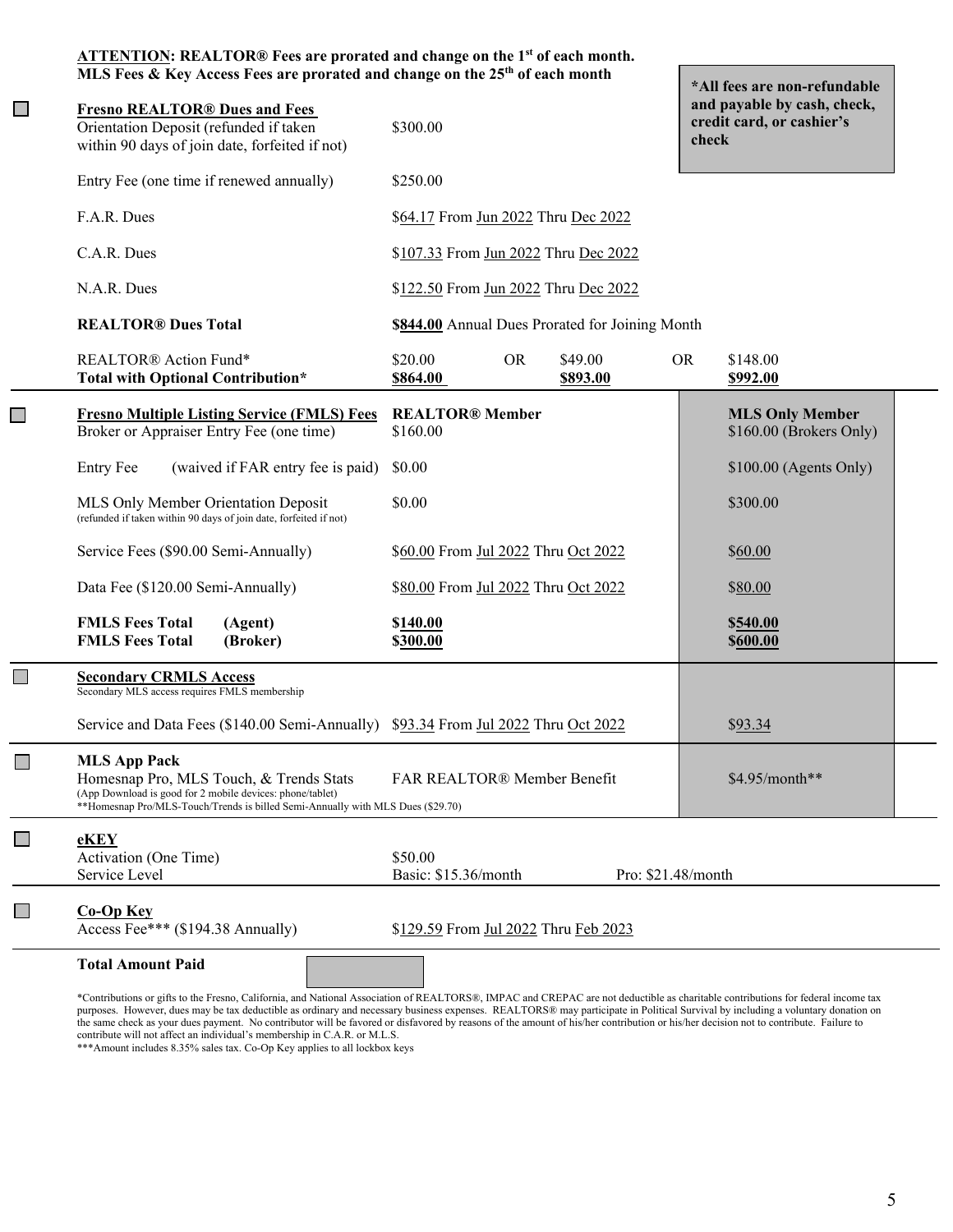**ATTENTION: REALTOR® Fees are prorated and change on the 1st of each month.**
**MLS Fees & Key Access Fees are prorated and change on the 25th of each month**

**\*All fees are non-refundable and payable by cash, check, credit card, or cashier's check**

☐ **Fresno REALTOR® Dues and Fees**

| | | | | | |
|---|---|---|---|---|---|
| Orientation Deposit (refunded if taken within 90 days of join date, forfeited if not) | $300.00 | | | | |
| Entry Fee (one time if renewed annually) | $250.00 | | | | |
| F.A.R. Dues | $64.17 From Jun 2022 Thru Dec 2022 | | | | |
| C.A.R. Dues | $107.33 From Jun 2022 Thru Dec 2022 | | | | |
| N.A.R. Dues | $122.50 From Jun 2022 Thru Dec 2022 | | | | |
| **REALTOR® Dues Total** | **$844.00** Annual Dues Prorated for Joining Month | | | | |
| REALTOR® Action Fund* | $20.00 | OR | $49.00 | OR | $148.00 |
| **Total with Optional Contribution*** | **$864.00** | | **$893.00** | | **$992.00** |

☐ **Fresno Multiple Listing Service (FMLS) Fees**

| | **REALTOR® Member** | **MLS Only Member** |
|---|---|---|
| Broker or Appraiser Entry Fee (one time) | $160.00 | $160.00 (Brokers Only) |
| Entry Fee (waived if FAR entry fee is paid) | $0.00 | $100.00 (Agents Only) |
| MLS Only Member Orientation Deposit (refunded if taken within 90 days of join date, forfeited if not) | $0.00 | $300.00 |
| Service Fees ($90.00 Semi-Annually) | $60.00 From Jul 2022 Thru Oct 2022 | $60.00 |
| Data Fee ($120.00 Semi-Annually) | $80.00 From Jul 2022 Thru Oct 2022 | $80.00 |
| **FMLS Fees Total (Agent)** | **$140.00** | **$540.00** |
| **FMLS Fees Total (Broker)** | **$300.00** | **$600.00** |

☐ **Secondary CRMLS Access**
Secondary MLS access requires FMLS membership

| | | |
|---|---|---|
| Service and Data Fees ($140.00 Semi-Annually) | $93.34 From Jul 2022 Thru Oct 2022 | $93.34 |

☐ **MLS App Pack**

| | | |
|---|---|---|
| Homesnap Pro, MLS Touch, & Trends Stats (App Download is good for 2 mobile devices: phone/tablet) **Homesnap Pro/MLS-Touch/Trends is billed Semi-Annually with MLS Dues ($29.70) | FAR REALTOR® Member Benefit | $4.95/month** |

☐ **eKEY**

| | | |
|---|---|---|
| Activation (One Time) | $50.00 | |
| Service Level | Basic: $15.36/month | Pro: $21.48/month |

☐ **Co-Op Key**

| | |
|---|---|
| Access Fee*** ($194.38 Annually) | $129.59 From Jul 2022 Thru Feb 2023 |

**Total Amount Paid** ____________

*Contributions or gifts to the Fresno, California, and National Association of REALTORS®, IMPAC and CREPAC are not deductible as charitable contributions for federal income tax purposes. However, dues may be tax deductible as ordinary and necessary business expenses. REALTORS® may participate in Political Survival by including a voluntary donation on the same check as your dues payment. No contributor will be favored or disfavored by reasons of the amount of his/her contribution or his/her decision not to contribute. Failure to contribute will not affect an individual's membership in C.A.R. or M.L.S.

***Amount includes 8.35% sales tax. Co-Op Key applies to all lockbox keys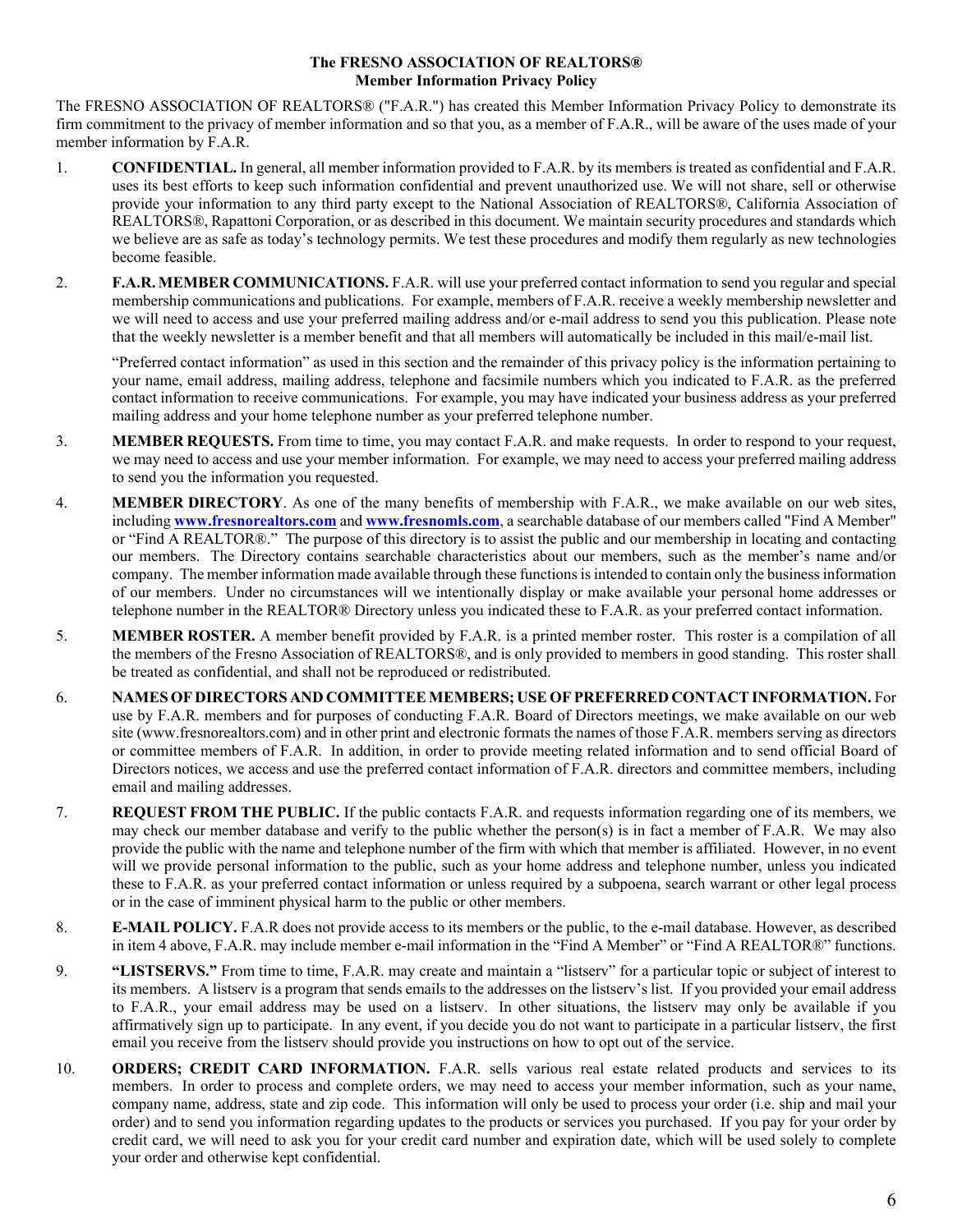**The FRESNO ASSOCIATION OF REALTORS®**
**Member Information Privacy Policy**

The FRESNO ASSOCIATION OF REALTORS® ("F.A.R.") has created this Member Information Privacy Policy to demonstrate its firm commitment to the privacy of member information and so that you, as a member of F.A.R., will be aware of the uses made of your member information by F.A.R.

1. **CONFIDENTIAL.** In general, all member information provided to F.A.R. by its members is treated as confidential and F.A.R. uses its best efforts to keep such information confidential and prevent unauthorized use. We will not share, sell or otherwise provide your information to any third party except to the National Association of REALTORS®, California Association of REALTORS®, Rapattoni Corporation, or as described in this document. We maintain security procedures and standards which we believe are as safe as today's technology permits. We test these procedures and modify them regularly as new technologies become feasible.

2. **F.A.R. MEMBER COMMUNICATIONS.** F.A.R. will use your preferred contact information to send you regular and special membership communications and publications. For example, members of F.A.R. receive a weekly membership newsletter and we will need to access and use your preferred mailing address and/or e-mail address to send you this publication. Please note that the weekly newsletter is a member benefit and that all members will automatically be included in this mail/e-mail list.

   "Preferred contact information" as used in this section and the remainder of this privacy policy is the information pertaining to your name, email address, mailing address, telephone and facsimile numbers which you indicated to F.A.R. as the preferred contact information to receive communications. For example, you may have indicated your business address as your preferred mailing address and your home telephone number as your preferred telephone number.

3. **MEMBER REQUESTS.** From time to time, you may contact F.A.R. and make requests. In order to respond to your request, we may need to access and use your member information. For example, we may need to access your preferred mailing address to send you the information you requested.

4. **MEMBER DIRECTORY**. As one of the many benefits of membership with F.A.R., we make available on our web sites, including **www.fresnorealtors.com** and **www.fresnomls.com**, a searchable database of our members called "Find A Member" or "Find A REALTOR®." The purpose of this directory is to assist the public and our membership in locating and contacting our members. The Directory contains searchable characteristics about our members, such as the member's name and/or company. The member information made available through these functions is intended to contain only the business information of our members. Under no circumstances will we intentionally display or make available your personal home addresses or telephone number in the REALTOR® Directory unless you indicated these to F.A.R. as your preferred contact information.

5. **MEMBER ROSTER.** A member benefit provided by F.A.R. is a printed member roster. This roster is a compilation of all the members of the Fresno Association of REALTORS®, and is only provided to members in good standing. This roster shall be treated as confidential, and shall not be reproduced or redistributed.

6. **NAMES OF DIRECTORS AND COMMITTEE MEMBERS; USE OF PREFERRED CONTACT INFORMATION.** For use by F.A.R. members and for purposes of conducting F.A.R. Board of Directors meetings, we make available on our web site (www.fresnorealtors.com) and in other print and electronic formats the names of those F.A.R. members serving as directors or committee members of F.A.R. In addition, in order to provide meeting related information and to send official Board of Directors notices, we access and use the preferred contact information of F.A.R. directors and committee members, including email and mailing addresses.

7. **REQUEST FROM THE PUBLIC.** If the public contacts F.A.R. and requests information regarding one of its members, we may check our member database and verify to the public whether the person(s) is in fact a member of F.A.R. We may also provide the public with the name and telephone number of the firm with which that member is affiliated. However, in no event will we provide personal information to the public, such as your home address and telephone number, unless you indicated these to F.A.R. as your preferred contact information or unless required by a subpoena, search warrant or other legal process or in the case of imminent physical harm to the public or other members.

8. **E-MAIL POLICY.** F.A.R does not provide access to its members or the public, to the e-mail database. However, as described in item 4 above, F.A.R. may include member e-mail information in the "Find A Member" or "Find A REALTOR®" functions.

9. **"LISTSERVS."** From time to time, F.A.R. may create and maintain a "listserv" for a particular topic or subject of interest to its members. A listserv is a program that sends emails to the addresses on the listserv's list. If you provided your email address to F.A.R., your email address may be used on a listserv. In other situations, the listserv may only be available if you affirmatively sign up to participate. In any event, if you decide you do not want to participate in a particular listserv, the first email you receive from the listserv should provide you instructions on how to opt out of the service.

10. **ORDERS; CREDIT CARD INFORMATION.** F.A.R. sells various real estate related products and services to its members. In order to process and complete orders, we may need to access your member information, such as your name, company name, address, state and zip code. This information will only be used to process your order (i.e. ship and mail your order) and to send you information regarding updates to the products or services you purchased. If you pay for your order by credit card, we will need to ask you for your credit card number and expiration date, which will be used solely to complete your order and otherwise kept confidential.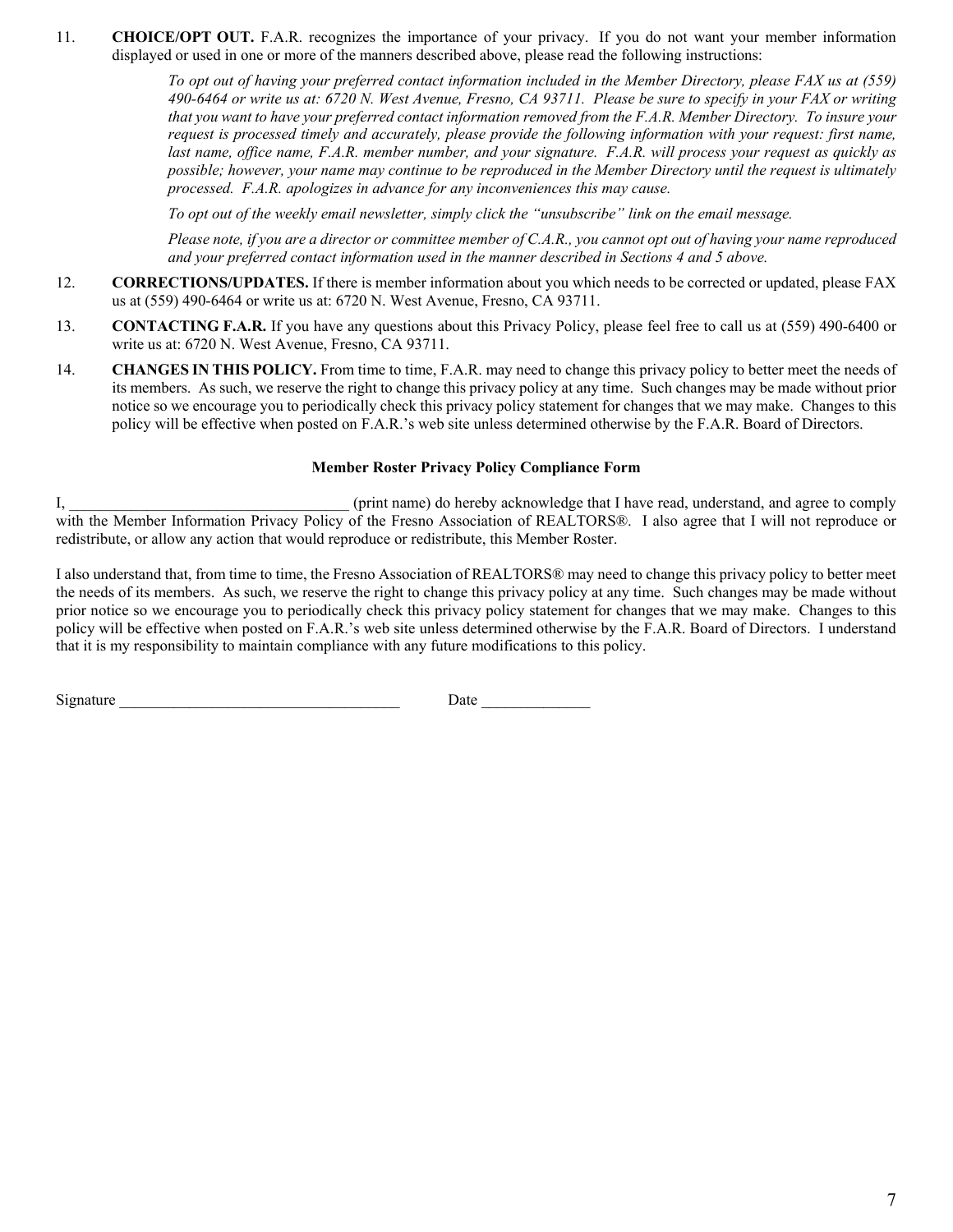11. **CHOICE/OPT OUT.** F.A.R. recognizes the importance of your privacy. If you do not want your member information displayed or used in one or more of the manners described above, please read the following instructions:

    *To opt out of having your preferred contact information included in the Member Directory, please FAX us at (559) 490-6464 or write us at: 6720 N. West Avenue, Fresno, CA 93711. Please be sure to specify in your FAX or writing that you want to have your preferred contact information removed from the F.A.R. Member Directory. To insure your request is processed timely and accurately, please provide the following information with your request: first name, last name, office name, F.A.R. member number, and your signature. F.A.R. will process your request as quickly as possible; however, your name may continue to be reproduced in the Member Directory until the request is ultimately processed. F.A.R. apologizes in advance for any inconveniences this may cause.*

    *To opt out of the weekly email newsletter, simply click the "unsubscribe" link on the email message.*

    *Please note, if you are a director or committee member of C.A.R., you cannot opt out of having your name reproduced and your preferred contact information used in the manner described in Sections 4 and 5 above.*

12. **CORRECTIONS/UPDATES.** If there is member information about you which needs to be corrected or updated, please FAX us at (559) 490-6464 or write us at: 6720 N. West Avenue, Fresno, CA 93711.

13. **CONTACTING F.A.R.** If you have any questions about this Privacy Policy, please feel free to call us at (559) 490-6400 or write us at: 6720 N. West Avenue, Fresno, CA 93711.

14. **CHANGES IN THIS POLICY.** From time to time, F.A.R. may need to change this privacy policy to better meet the needs of its members. As such, we reserve the right to change this privacy policy at any time. Such changes may be made without prior notice so we encourage you to periodically check this privacy policy statement for changes that we may make. Changes to this policy will be effective when posted on F.A.R.'s web site unless determined otherwise by the F.A.R. Board of Directors.

**Member Roster Privacy Policy Compliance Form**

I, ____________________________________ (print name) do hereby acknowledge that I have read, understand, and agree to comply with the Member Information Privacy Policy of the Fresno Association of REALTORS®. I also agree that I will not reproduce or redistribute, or allow any action that would reproduce or redistribute, this Member Roster.

I also understand that, from time to time, the Fresno Association of REALTORS® may need to change this privacy policy to better meet the needs of its members. As such, we reserve the right to change this privacy policy at any time. Such changes may be made without prior notice so we encourage you to periodically check this privacy policy statement for changes that we may make. Changes to this policy will be effective when posted on F.A.R.'s web site unless determined otherwise by the F.A.R. Board of Directors. I understand that it is my responsibility to maintain compliance with any future modifications to this policy.

Signature ____________________________________ Date ______________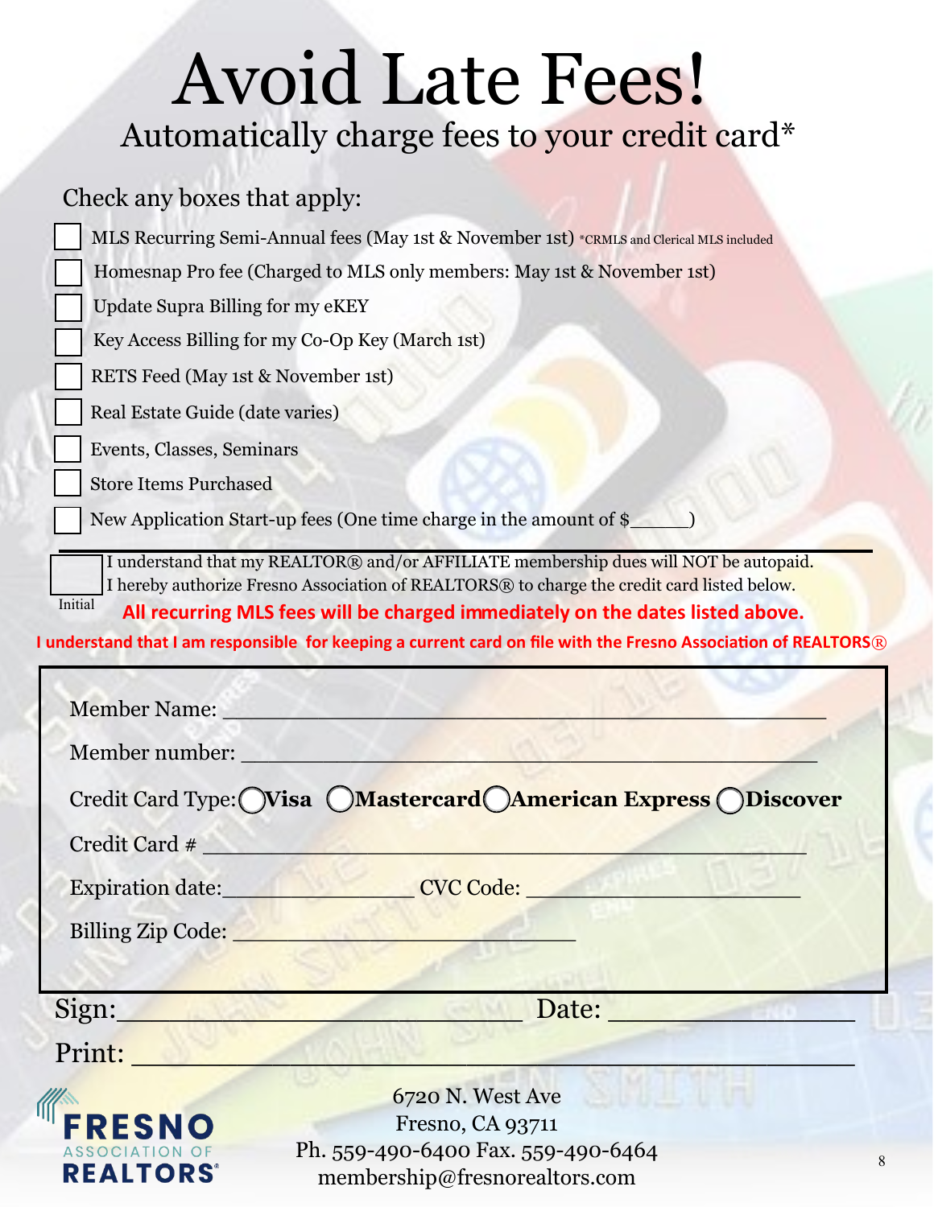# Avoid Late Fees!

## Automatically charge fees to your credit card*

Check any boxes that apply:

- ☐ MLS Recurring Semi-Annual fees (May 1st & November 1st) *CRMLS and Clerical MLS included
- ☐ Homesnap Pro fee (Charged to MLS only members: May 1st & November 1st)
- ☐ Update Supra Billing for my eKEY
- ☐ Key Access Billing for my Co-Op Key (March 1st)
- ☐ RETS Feed (May 1st & November 1st)
- ☐ Real Estate Guide (date varies)
- ☐ Events, Classes, Seminars
- ☐ Store Items Purchased
- ☐ New Application Start-up fees (One time charge in the amount of $_____)

☐ Initial

I understand that my REALTOR® and/or AFFILIATE membership dues will NOT be autopaid.
I hereby authorize Fresno Association of REALTORS® to charge the credit card listed below.

**All recurring MLS fees will be charged immediately on the dates listed above.**

**I understand that I am responsible for keeping a current card on file with the Fresno Association of REALTORS®**

Member Name: ___________________________________________

Member number: _________________________________________

Credit Card Type: ◯ **Visa** ◯ **Mastercard** ◯ **American Express** ◯ **Discover**

Credit Card # ___________________________________________

Expiration date: _______________ CVC Code: ____________________

Billing Zip Code: __________________________

Sign: _____________________________ Date: _______________

Print: ________________________________________________

FRESNO ASSOCIATION OF REALTORS®

6720 N. West Ave
Fresno, CA 93711
Ph. 559-490-6400 Fax. 559-490-6464
membership@fresnorealtors.com